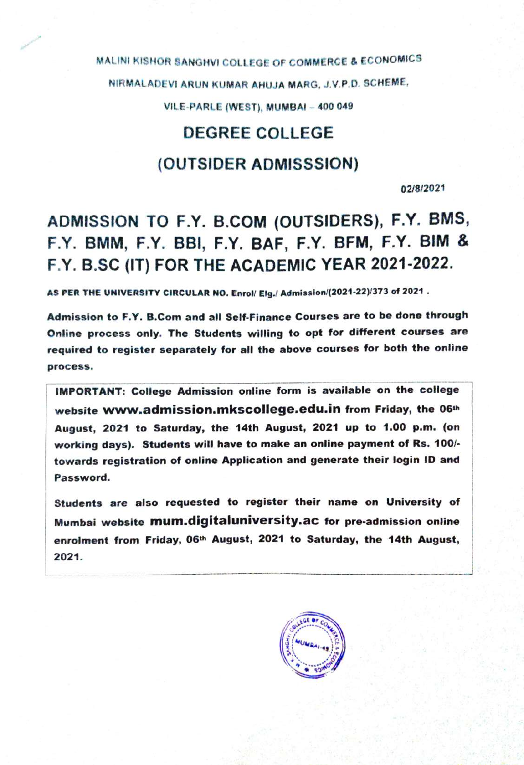MALINI KISHOR SANGHVI COLLEGE OF COMMERCE & ECONOMICS

NIRMALADEVI ARUN KUMAR AHUJA MARG, J.V.P.D. SCHEME,

VILE-PARLE (WEST), MUMBAI – 400 049

# DEGREE COLLEGE

# (OUTSIDER ADMISSSION)

02/8/2021

## ADMISSION TO F.Y. B.COM (OUTSIDERS), F.Y. BMS, F.Y. BMM, F.Y. BBI, F.Y. BAF, F.Y. BFM, F.Y. BIM & F.Y. B.SC (IT) FOR THE ACADEMIC YEAR 2021-2022.

**AS PER THE UNIVERSITY CIRCULAR NO. Enrol/ Elg./ Admission/(2021-22)/373 of 2021 .**

**Admission to F.Y. B.Com and all Self-Finance Courses are to be done through Online process only. The Students willing to opt for different courses are required to register separately for all the above courses for both the online process.**

**IMPORTANT: College Admission online form is available on the college website www.admission.mkscollege.edu.in from Friday, the 06th August, 2021 to Saturday, the 14th August, 2021 up to 1.00 p.m. (on working days). Students will have to make an online payment of Rs. 100/- towards registration of online Application and generate their login ID and Password.**

**Students are also requested to register their name on University of Mumbai website mum.digitaluniversity.ac for pre-admission online enrolment from Friday, 06th August, 2021 to Saturday, the 14th August, 2021.**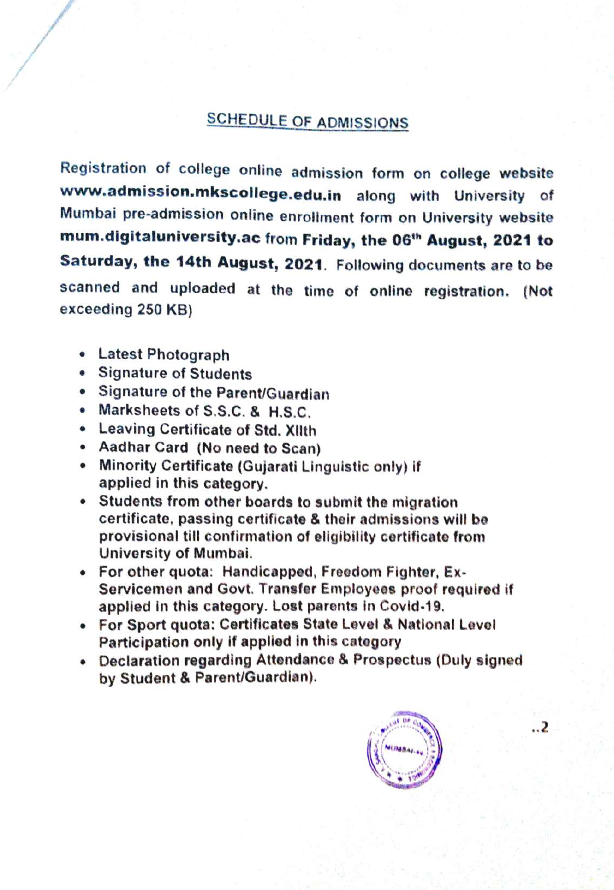## SCHEDULE OF ADMISSIONS

Registration of college online admission form on college website **www.admission.mkscollege.edu.in** along with University of Mumbai pre-admission online enrollment form on University website **mum.digitaluniversity.ac** from **Friday, the 06th August, 2021 to Saturday, the 14th August, 2021**. Following documents are to be scanned and uploaded at the time of online registration. (Not exceeding 250 KB)

- Latest Photograph
- Signature of Students
- Signature of the Parent/Guardian
- Marksheets of S.S.C. & H.S.C.
- Leaving Certificate of Std. XIIth
- Aadhar Card (No need to Scan)
- Minority Certificate (Gujarati Linguistic only) if applied in this category.
- Students from other boards to submit the migration certificate, passing certificate & their admissions will be provisional till confirmation of eligibility certificate from University of Mumbai.
- For other quota: Handicapped, Freedom Fighter, Ex-Servicemen and Govt. Transfer Employees proof required if applied in this category. Lost parents in Covid-19.
- For Sport quota: Certificates State Level & National Level Participation only if applied in this category
- Declaration regarding Attendance & Prospectus (Duly signed by Student & Parent/Guardian).

..2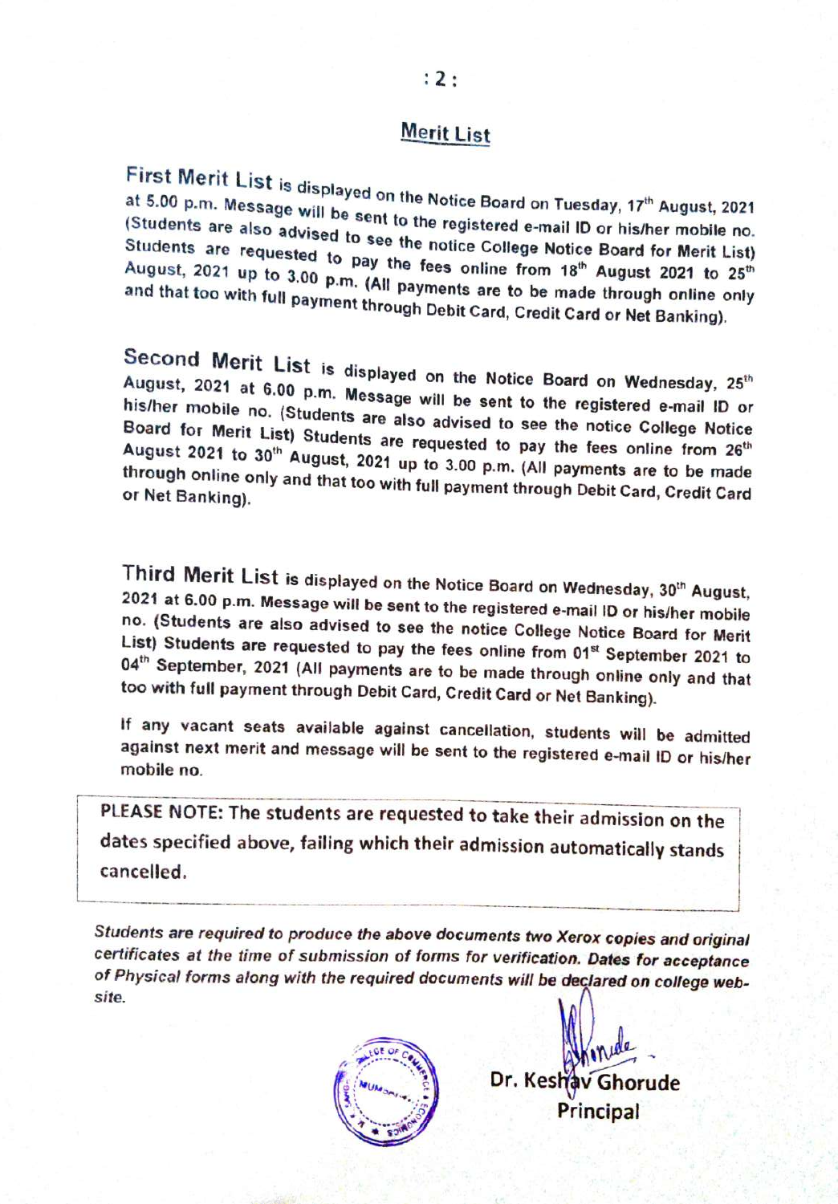## Merit List

**First Merit List** is displayed on the Notice Board on Tuesday, 17th August, 2021 at 5.00 p.m. Message will be sent to the registered e-mail ID or his/her mobile no. (Students are also advised to see the notice College Notice Board for Merit List) Students are requested to pay the fees online from 18th August 2021 to 25th August, 2021 up to 3.00 p.m. (All payments are to be made through online only and that too with full payment through Debit Card, Credit Card or Net Banking).

**Second Merit List** is displayed on the Notice Board on Wednesday, 25th August, 2021 at 6.00 p.m. Message will be sent to the registered e-mail ID or his/her mobile no. (Students are also advised to see the notice College Notice Board for Merit List) Students are requested to pay the fees online from 26th August 2021 to 30th August, 2021 up to 3.00 p.m. (All payments are to be made through online only and that too with full payment through Debit Card, Credit Card or Net Banking).

**Third Merit List** is displayed on the Notice Board on Wednesday, 30th August, 2021 at 6.00 p.m. Message will be sent to the registered e-mail ID or his/her mobile no. (Students are also advised to see the notice College Notice Board for Merit List) Students are requested to pay the fees online from 01st September 2021 to 04th September, 2021 (All payments are to be made through online only and that too with full payment through Debit Card, Credit Card or Net Banking).

If any vacant seats available against cancellation, students will be admitted against next merit and message will be sent to the registered e-mail ID or his/her mobile no.

**PLEASE NOTE: The students are requested to take their admission on the dates specified above, failing which their admission automatically stands cancelled.**

***Students are required to produce the above documents two Xerox copies and original certificates at the time of submission of forms for verification. Dates for acceptance of Physical forms along with the required documents will be declared on college web-site.***

**Dr. Keshav Ghorude**
**Principal**